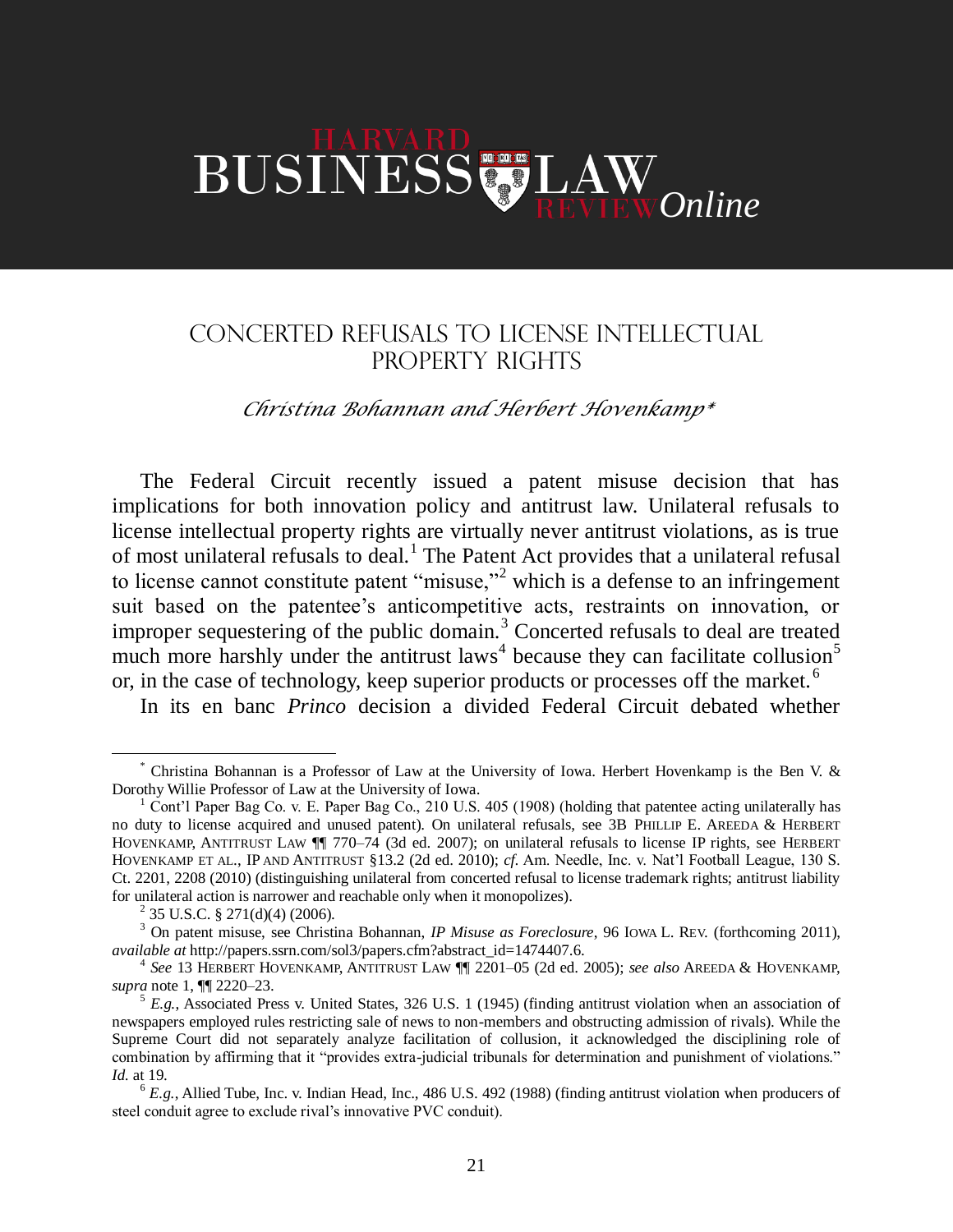# CONCERTED REFUSALS TO LICENSE INTELLECTUAL PROPERTY RIGHTS

*Christina Bohannan and Herbert Hovenkamp**

The Federal Circuit recently issued a patent misuse decision that has implications for both innovation policy and antitrust law. Unilateral refusals to license intellectual property rights are virtually never antitrust violations, as is true of most unilateral refusals to deal.[1] The Patent Act provides that a unilateral refusal to license cannot constitute patent "misuse,"[2] which is a defense to an infringement suit based on the patentee's anticompetitive acts, restraints on innovation, or improper sequestering of the public domain.[3] Concerted refusals to deal are treated much more harshly under the antitrust laws[4] because they can facilitate collusion[5] or, in the case of technology, keep superior products or processes off the market.[6]

In its en banc *Princo* decision a divided Federal Circuit debated whether

---

\* Christina Bohannan is a Professor of Law at the University of Iowa. Herbert Hovenkamp is the Ben V. & Dorothy Willie Professor of Law at the University of Iowa.

[1] Cont'l Paper Bag Co. v. E. Paper Bag Co., 210 U.S. 405 (1908) (holding that patentee acting unilaterally has no duty to license acquired and unused patent). On unilateral refusals, see 3B PHILLIP E. AREEDA & HERBERT HOVENKAMP, ANTITRUST LAW ¶¶ 770–74 (3d ed. 2007); on unilateral refusals to license IP rights, see HERBERT HOVENKAMP ET AL., IP AND ANTITRUST §13.2 (2d ed. 2010); *cf.* Am. Needle, Inc. v. Nat'l Football League, 130 S. Ct. 2201, 2208 (2010) (distinguishing unilateral from concerted refusal to license trademark rights; antitrust liability for unilateral action is narrower and reachable only when it monopolizes).

[2] 35 U.S.C. § 271(d)(4) (2006).

[3] On patent misuse, see Christina Bohannan, *IP Misuse as Foreclosure*, 96 IOWA L. REV. (forthcoming 2011), *available at* http://papers.ssrn.com/sol3/papers.cfm?abstract_id=1474407.6.

[4] *See* 13 HERBERT HOVENKAMP, ANTITRUST LAW ¶¶ 2201–05 (2d ed. 2005); *see also* AREEDA & HOVENKAMP, *supra* note 1, ¶¶ 2220–23.

[5] *E.g.*, Associated Press v. United States, 326 U.S. 1 (1945) (finding antitrust violation when an association of newspapers employed rules restricting sale of news to non-members and obstructing admission of rivals). While the Supreme Court did not separately analyze facilitation of collusion, it acknowledged the disciplining role of combination by affirming that it "provides extra-judicial tribunals for determination and punishment of violations." *Id.* at 19.

[6] *E.g.*, Allied Tube, Inc. v. Indian Head, Inc., 486 U.S. 492 (1988) (finding antitrust violation when producers of steel conduit agree to exclude rival's innovative PVC conduit).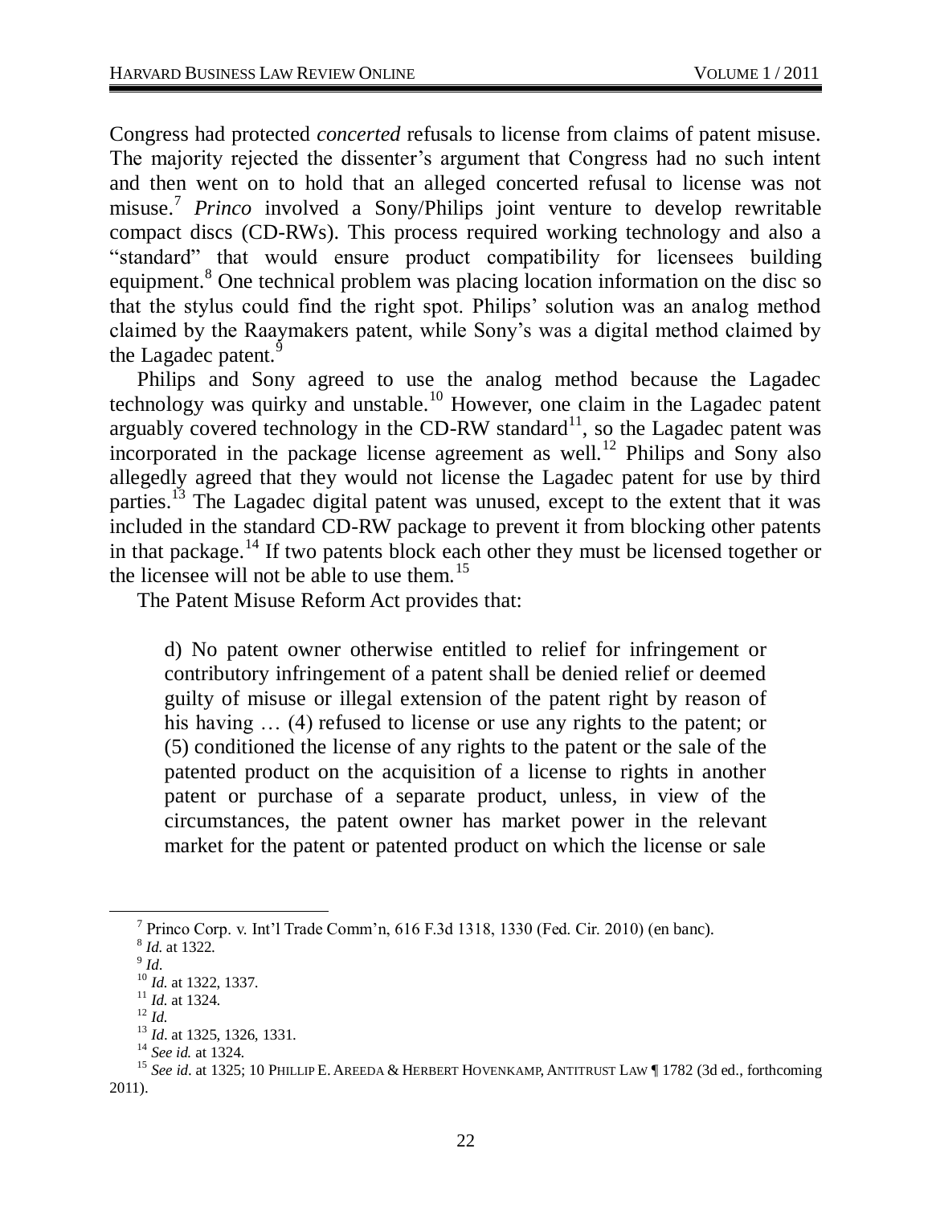Congress had protected *concerted* refusals to license from claims of patent misuse. The majority rejected the dissenter's argument that Congress had no such intent and then went on to hold that an alleged concerted refusal to license was not misuse.[7] *Princo* involved a Sony/Philips joint venture to develop rewritable compact discs (CD-RWs). This process required working technology and also a "standard" that would ensure product compatibility for licensees building equipment.[8] One technical problem was placing location information on the disc so that the stylus could find the right spot. Philips' solution was an analog method claimed by the Raaymakers patent, while Sony's was a digital method claimed by the Lagadec patent.[9]

Philips and Sony agreed to use the analog method because the Lagadec technology was quirky and unstable.[10] However, one claim in the Lagadec patent arguably covered technology in the CD-RW standard[11], so the Lagadec patent was incorporated in the package license agreement as well.[12] Philips and Sony also allegedly agreed that they would not license the Lagadec patent for use by third parties.[13] The Lagadec digital patent was unused, except to the extent that it was included in the standard CD-RW package to prevent it from blocking other patents in that package.[14] If two patents block each other they must be licensed together or the licensee will not be able to use them.[15]

The Patent Misuse Reform Act provides that:

> d) No patent owner otherwise entitled to relief for infringement or contributory infringement of a patent shall be denied relief or deemed guilty of misuse or illegal extension of the patent right by reason of his having … (4) refused to license or use any rights to the patent; or (5) conditioned the license of any rights to the patent or the sale of the patented product on the acquisition of a license to rights in another patent or purchase of a separate product, unless, in view of the circumstances, the patent owner has market power in the relevant market for the patent or patented product on which the license or sale

---

[7] Princo Corp. v. Int'l Trade Comm'n, 616 F.3d 1318, 1330 (Fed. Cir. 2010) (en banc).

[8] *Id.* at 1322.

[9] *Id*.

[10] *Id.* at 1322, 1337.

[11] *Id.* at 1324.

[12] *Id.*

[13] *Id*. at 1325, 1326, 1331.

[14] *See id.* at 1324.

[15] *See id*. at 1325; 10 PHILLIP E. AREEDA & HERBERT HOVENKAMP, ANTITRUST LAW ¶ 1782 (3d ed., forthcoming 2011).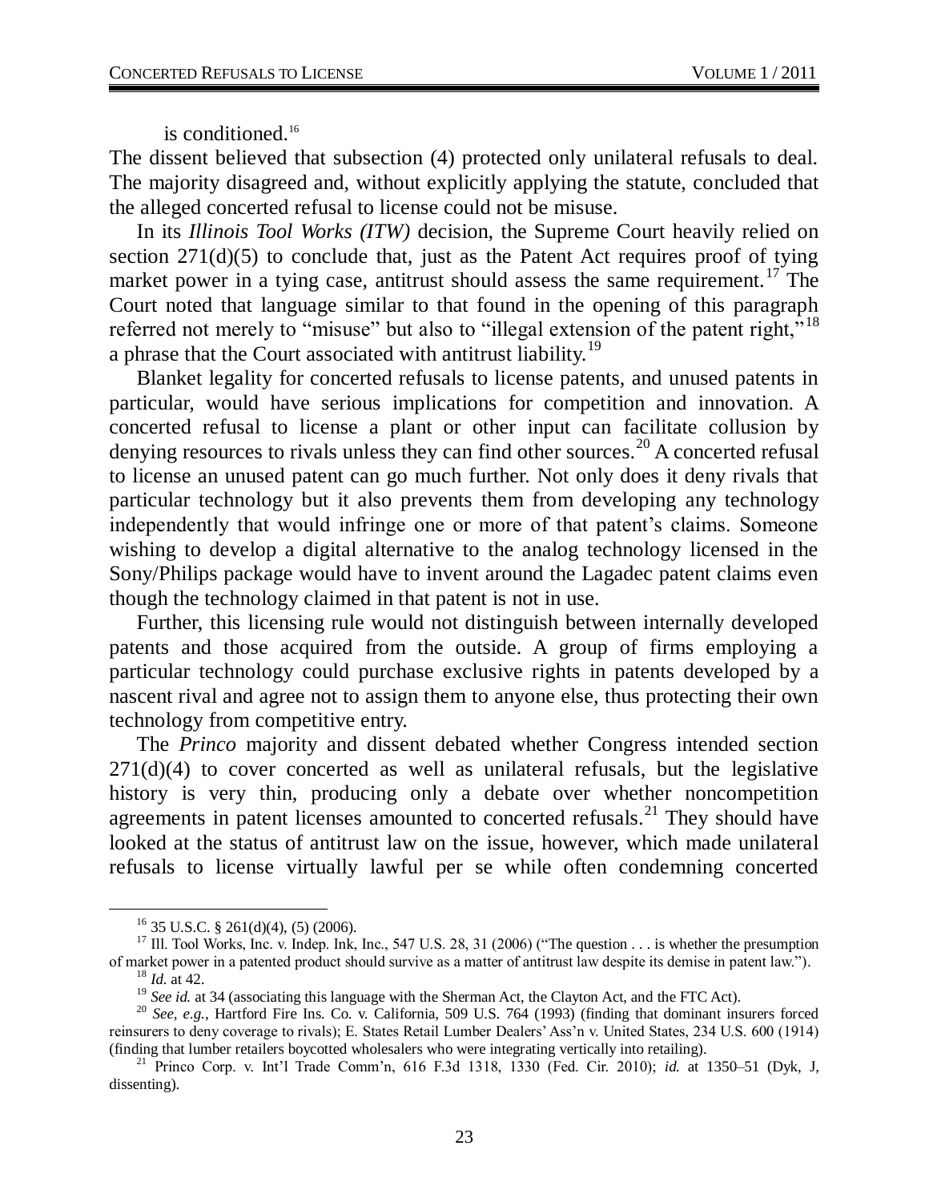is conditioned.[16]

The dissent believed that subsection (4) protected only unilateral refusals to deal. The majority disagreed and, without explicitly applying the statute, concluded that the alleged concerted refusal to license could not be misuse.

In its *Illinois Tool Works (ITW)* decision, the Supreme Court heavily relied on section 271(d)(5) to conclude that, just as the Patent Act requires proof of tying market power in a tying case, antitrust should assess the same requirement.[17] The Court noted that language similar to that found in the opening of this paragraph referred not merely to "misuse" but also to "illegal extension of the patent right,"[18] a phrase that the Court associated with antitrust liability.[19]

Blanket legality for concerted refusals to license patents, and unused patents in particular, would have serious implications for competition and innovation. A concerted refusal to license a plant or other input can facilitate collusion by denying resources to rivals unless they can find other sources.[20] A concerted refusal to license an unused patent can go much further. Not only does it deny rivals that particular technology but it also prevents them from developing any technology independently that would infringe one or more of that patent's claims. Someone wishing to develop a digital alternative to the analog technology licensed in the Sony/Philips package would have to invent around the Lagadec patent claims even though the technology claimed in that patent is not in use.

Further, this licensing rule would not distinguish between internally developed patents and those acquired from the outside. A group of firms employing a particular technology could purchase exclusive rights in patents developed by a nascent rival and agree not to assign them to anyone else, thus protecting their own technology from competitive entry.

The *Princo* majority and dissent debated whether Congress intended section 271(d)(4) to cover concerted as well as unilateral refusals, but the legislative history is very thin, producing only a debate over whether noncompetition agreements in patent licenses amounted to concerted refusals.[21] They should have looked at the status of antitrust law on the issue, however, which made unilateral refusals to license virtually lawful per se while often condemning concerted

---

[16] 35 U.S.C. § 261(d)(4), (5) (2006).

[17] Ill. Tool Works, Inc. v. Indep. Ink, Inc., 547 U.S. 28, 31 (2006) ("The question . . . is whether the presumption of market power in a patented product should survive as a matter of antitrust law despite its demise in patent law.").

[18] *Id.* at 42.

[19] *See id.* at 34 (associating this language with the Sherman Act, the Clayton Act, and the FTC Act).

[20] *See, e.g.*, Hartford Fire Ins. Co. v. California, 509 U.S. 764 (1993) (finding that dominant insurers forced reinsurers to deny coverage to rivals); E. States Retail Lumber Dealers' Ass'n v. United States, 234 U.S. 600 (1914) (finding that lumber retailers boycotted wholesalers who were integrating vertically into retailing).

[21] Princo Corp. v. Int'l Trade Comm'n, 616 F.3d 1318, 1330 (Fed. Cir. 2010); *id.* at 1350–51 (Dyk, J, dissenting).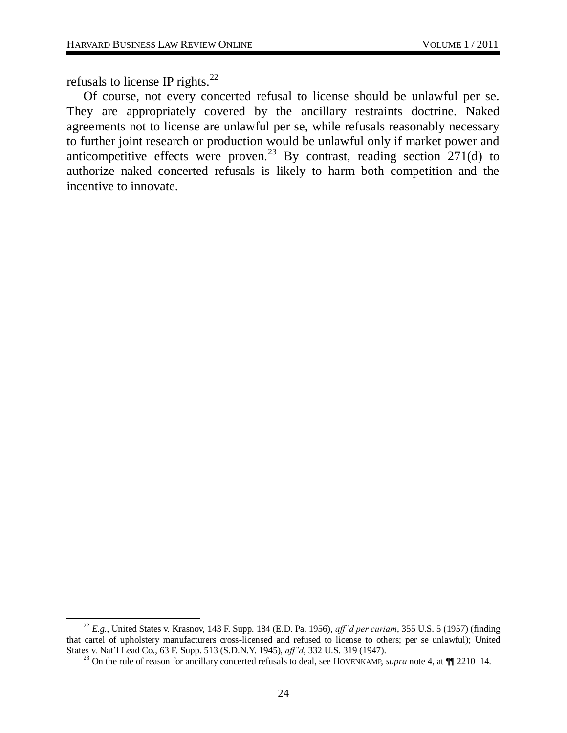refusals to license IP rights.[22]

Of course, not every concerted refusal to license should be unlawful per se. They are appropriately covered by the ancillary restraints doctrine. Naked agreements not to license are unlawful per se, while refusals reasonably necessary to further joint research or production would be unlawful only if market power and anticompetitive effects were proven.[23] By contrast, reading section 271(d) to authorize naked concerted refusals is likely to harm both competition and the incentive to innovate.

---

[22] *E.g.*, United States v. Krasnov, 143 F. Supp. 184 (E.D. Pa. 1956), *aff'd per curiam*, 355 U.S. 5 (1957) (finding that cartel of upholstery manufacturers cross-licensed and refused to license to others; per se unlawful); United States v. Nat'l Lead Co., 63 F. Supp. 513 (S.D.N.Y. 1945), *aff'd*, 332 U.S. 319 (1947).

[23] On the rule of reason for ancillary concerted refusals to deal, see HOVENKAMP, *supra* note 4, at ¶¶ 2210–14.